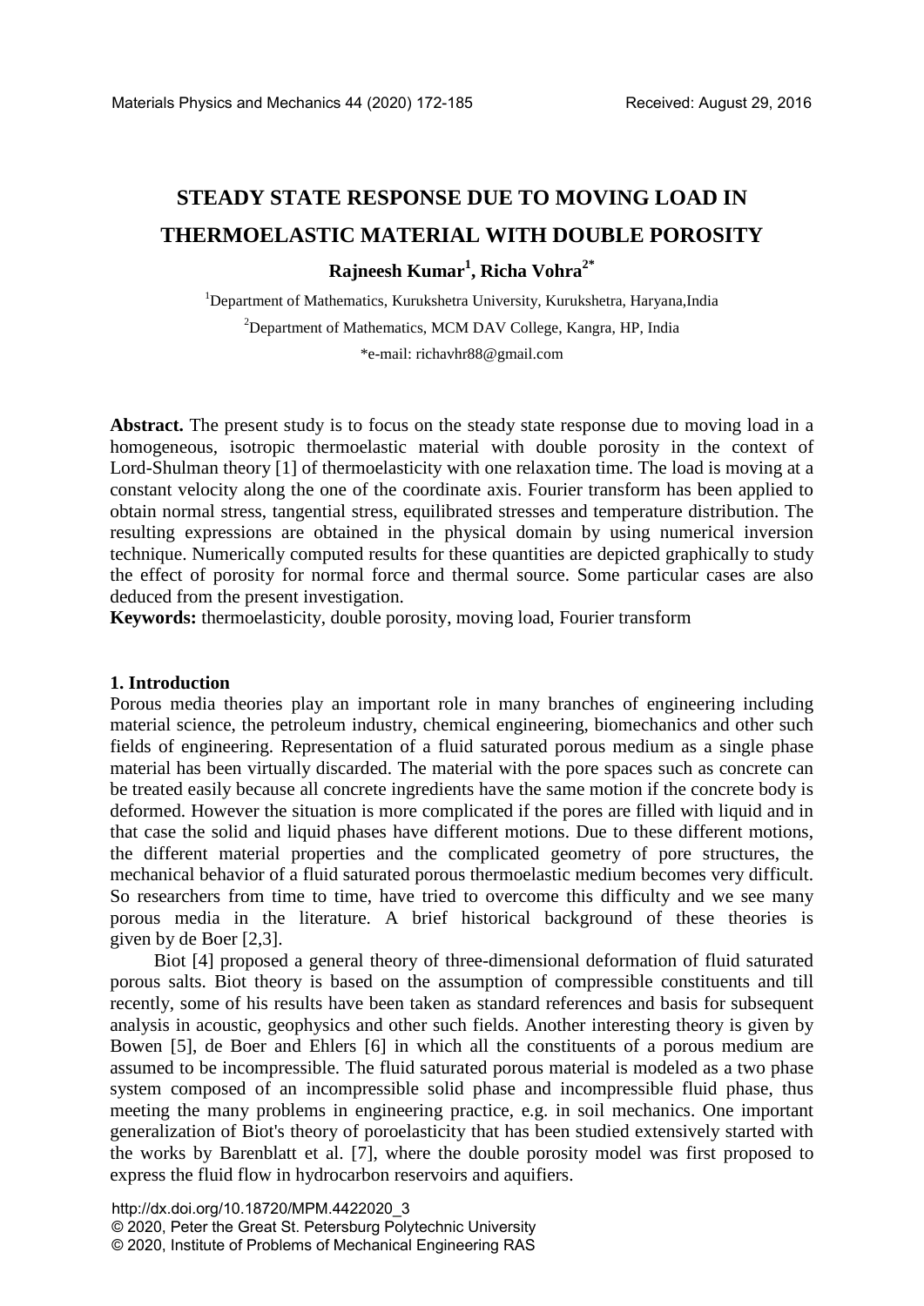# STEADY STATE RESPONSE DUE TO MOVING LOAD IN THERMOELASTIC MATERIAL WITH DOUBLE POROSITY

**Rajneesh Kumar[1], Richa Vohra[2*]**

[1]Department of Mathematics, Kurukshetra University, Kurukshetra, Haryana,India

[2]Department of Mathematics, MCM DAV College, Kangra, HP, India

*e-mail: richavhr88@gmail.com

**Abstract.** The present study is to focus on the steady state response due to moving load in a homogeneous, isotropic thermoelastic material with double porosity in the context of Lord-Shulman theory [1] of thermoelasticity with one relaxation time. The load is moving at a constant velocity along the one of the coordinate axis. Fourier transform has been applied to obtain normal stress, tangential stress, equilibrated stresses and temperature distribution. The resulting expressions are obtained in the physical domain by using numerical inversion technique. Numerically computed results for these quantities are depicted graphically to study the effect of porosity for normal force and thermal source. Some particular cases are also deduced from the present investigation.

**Keywords:** thermoelasticity, double porosity, moving load, Fourier transform

## 1. Introduction

Porous media theories play an important role in many branches of engineering including material science, the petroleum industry, chemical engineering, biomechanics and other such fields of engineering. Representation of a fluid saturated porous medium as a single phase material has been virtually discarded. The material with the pore spaces such as concrete can be treated easily because all concrete ingredients have the same motion if the concrete body is deformed. However the situation is more complicated if the pores are filled with liquid and in that case the solid and liquid phases have different motions. Due to these different motions, the different material properties and the complicated geometry of pore structures, the mechanical behavior of a fluid saturated porous thermoelastic medium becomes very difficult. So researchers from time to time, have tried to overcome this difficulty and we see many porous media in the literature. A brief historical background of these theories is given by de Boer [2,3].

Biot [4] proposed a general theory of three-dimensional deformation of fluid saturated porous salts. Biot theory is based on the assumption of compressible constituents and till recently, some of his results have been taken as standard references and basis for subsequent analysis in acoustic, geophysics and other such fields. Another interesting theory is given by Bowen [5], de Boer and Ehlers [6] in which all the constituents of a porous medium are assumed to be incompressible. The fluid saturated porous material is modeled as a two phase system composed of an incompressible solid phase and incompressible fluid phase, thus meeting the many problems in engineering practice, e.g. in soil mechanics. One important generalization of Biot's theory of poroelasticity that has been studied extensively started with the works by Barenblatt et al. [7], where the double porosity model was first proposed to express the fluid flow in hydrocarbon reservoirs and aquifiers.

http://dx.doi.org/10.18720/MPM.4422020_3
© 2020, Peter the Great St. Petersburg Polytechnic University
© 2020, Institute of Problems of Mechanical Engineering RAS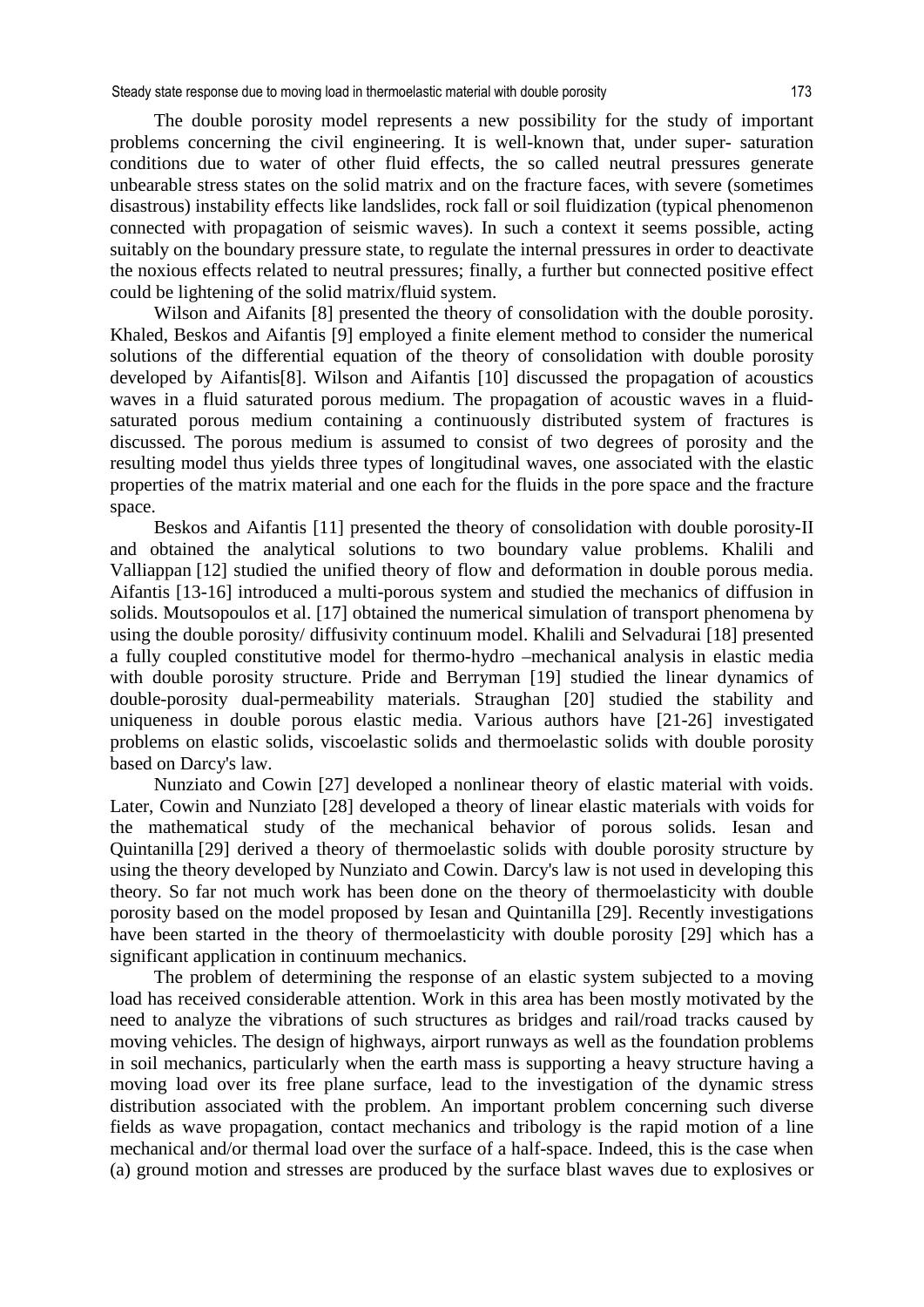The double porosity model represents a new possibility for the study of important problems concerning the civil engineering. It is well-known that, under super- saturation conditions due to water of other fluid effects, the so called neutral pressures generate unbearable stress states on the solid matrix and on the fracture faces, with severe (sometimes disastrous) instability effects like landslides, rock fall or soil fluidization (typical phenomenon connected with propagation of seismic waves). In such a context it seems possible, acting suitably on the boundary pressure state, to regulate the internal pressures in order to deactivate the noxious effects related to neutral pressures; finally, a further but connected positive effect could be lightening of the solid matrix/fluid system.

Wilson and Aifanits [8] presented the theory of consolidation with the double porosity. Khaled, Beskos and Aifantis [9] employed a finite element method to consider the numerical solutions of the differential equation of the theory of consolidation with double porosity developed by Aifantis[8]. Wilson and Aifantis [10] discussed the propagation of acoustics waves in a fluid saturated porous medium. The propagation of acoustic waves in a fluid-saturated porous medium containing a continuously distributed system of fractures is discussed. The porous medium is assumed to consist of two degrees of porosity and the resulting model thus yields three types of longitudinal waves, one associated with the elastic properties of the matrix material and one each for the fluids in the pore space and the fracture space.

Beskos and Aifantis [11] presented the theory of consolidation with double porosity-II and obtained the analytical solutions to two boundary value problems. Khalili and Valliappan [12] studied the unified theory of flow and deformation in double porous media. Aifantis [13-16] introduced a multi-porous system and studied the mechanics of diffusion in solids. Moutsopoulos et al. [17] obtained the numerical simulation of transport phenomena by using the double porosity/ diffusivity continuum model. Khalili and Selvadurai [18] presented a fully coupled constitutive model for thermo-hydro –mechanical analysis in elastic media with double porosity structure. Pride and Berryman [19] studied the linear dynamics of double-porosity dual-permeability materials. Straughan [20] studied the stability and uniqueness in double porous elastic media. Various authors have [21-26] investigated problems on elastic solids, viscoelastic solids and thermoelastic solids with double porosity based on Darcy's law.

Nunziato and Cowin [27] developed a nonlinear theory of elastic material with voids. Later, Cowin and Nunziato [28] developed a theory of linear elastic materials with voids for the mathematical study of the mechanical behavior of porous solids. Iesan and Quintanilla [29] derived a theory of thermoelastic solids with double porosity structure by using the theory developed by Nunziato and Cowin. Darcy's law is not used in developing this theory. So far not much work has been done on the theory of thermoelasticity with double porosity based on the model proposed by Iesan and Quintanilla [29]. Recently investigations have been started in the theory of thermoelasticity with double porosity [29] which has a significant application in continuum mechanics.

The problem of determining the response of an elastic system subjected to a moving load has received considerable attention. Work in this area has been mostly motivated by the need to analyze the vibrations of such structures as bridges and rail/road tracks caused by moving vehicles. The design of highways, airport runways as well as the foundation problems in soil mechanics, particularly when the earth mass is supporting a heavy structure having a moving load over its free plane surface, lead to the investigation of the dynamic stress distribution associated with the problem. An important problem concerning such diverse fields as wave propagation, contact mechanics and tribology is the rapid motion of a line mechanical and/or thermal load over the surface of a half-space. Indeed, this is the case when (a) ground motion and stresses are produced by the surface blast waves due to explosives or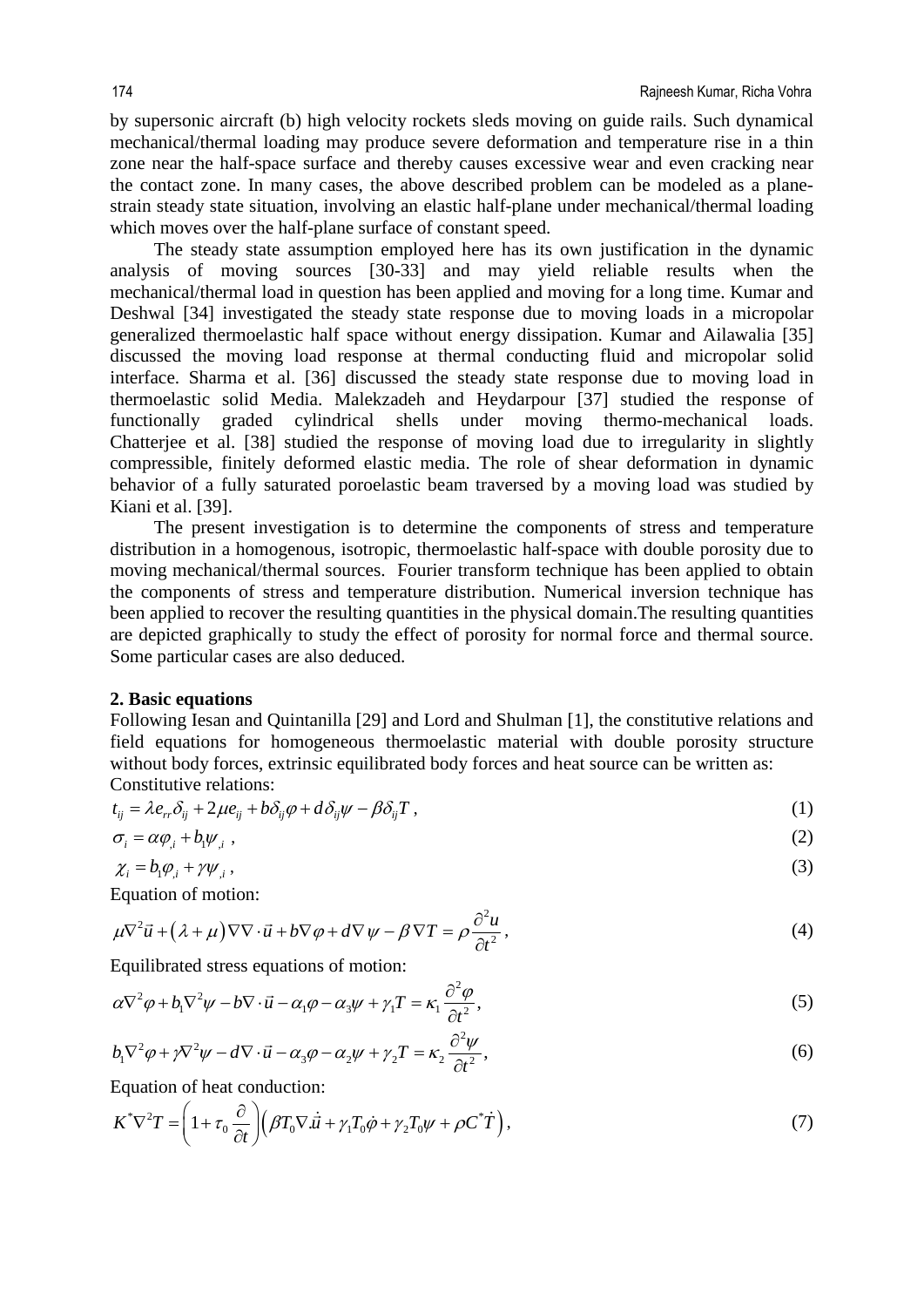by supersonic aircraft (b) high velocity rockets sleds moving on guide rails. Such dynamical mechanical/thermal loading may produce severe deformation and temperature rise in a thin zone near the half-space surface and thereby causes excessive wear and even cracking near the contact zone. In many cases, the above described problem can be modeled as a plane-strain steady state situation, involving an elastic half-plane under mechanical/thermal loading which moves over the half-plane surface of constant speed.

The steady state assumption employed here has its own justification in the dynamic analysis of moving sources [30-33] and may yield reliable results when the mechanical/thermal load in question has been applied and moving for a long time. Kumar and Deshwal [34] investigated the steady state response due to moving loads in a micropolar generalized thermoelastic half space without energy dissipation. Kumar and Ailawalia [35] discussed the moving load response at thermal conducting fluid and micropolar solid interface. Sharma et al. [36] discussed the steady state response due to moving load in thermoelastic solid Media. Malekzadeh and Heydarpour [37] studied the response of functionally graded cylindrical shells under moving thermo-mechanical loads. Chatterjee et al. [38] studied the response of moving load due to irregularity in slightly compressible, finitely deformed elastic media. The role of shear deformation in dynamic behavior of a fully saturated poroelastic beam traversed by a moving load was studied by Kiani et al. [39].

The present investigation is to determine the components of stress and temperature distribution in a homogenous, isotropic, thermoelastic half-space with double porosity due to moving mechanical/thermal sources. Fourier transform technique has been applied to obtain the components of stress and temperature distribution. Numerical inversion technique has been applied to recover the resulting quantities in the physical domain.The resulting quantities are depicted graphically to study the effect of porosity for normal force and thermal source. Some particular cases are also deduced.

## 2. Basic equations

Following Iesan and Quintanilla [29] and Lord and Shulman [1], the constitutive relations and field equations for homogeneous thermoelastic material with double porosity structure without body forces, extrinsic equilibrated body forces and heat source can be written as:

Constitutive relations:

$$t_{ij} = \lambda e_{rr}\delta_{ij} + 2\mu e_{ij} + b\delta_{ij}\varphi + d\delta_{ij}\psi - \beta\delta_{ij}T\ , \tag{1}$$

$$\sigma_i = \alpha\varphi_{,i} + b_1\psi_{,i}\ , \tag{2}$$

$$\chi_i = b_1\varphi_{,i} + \gamma\psi_{,i}\ , \tag{3}$$

Equation of motion:

$$\mu\nabla^2\vec{u} + \left(\lambda+\mu\right)\nabla\nabla\cdot\vec{u} + b\nabla\varphi + d\nabla\psi - \beta\nabla T = \rho\frac{\partial^2 u}{\partial t^2}\,, \tag{4}$$

Equilibrated stress equations of motion:

$$\alpha\nabla^2\varphi + b_1\nabla^2\psi - b\nabla\cdot\vec{u} - \alpha_1\varphi - \alpha_3\psi + \gamma_1 T = \kappa_1\frac{\partial^2\varphi}{\partial t^2}\,, \tag{5}$$

$$b_1\nabla^2\varphi + \gamma\nabla^2\psi - d\nabla\cdot\vec{u} - \alpha_3\varphi - \alpha_2\psi + \gamma_2 T = \kappa_2\frac{\partial^2\psi}{\partial t^2}\,, \tag{6}$$

Equation of heat conduction:

$$K^*\nabla^2 T = \left(1+\tau_0\frac{\partial}{\partial t}\right)\left(\beta T_0\nabla.\dot{\vec{u}} + \gamma_1 T_0\dot{\varphi} + \gamma_2 T_0\psi + \rho C^*\dot{T}\right), \tag{7}$$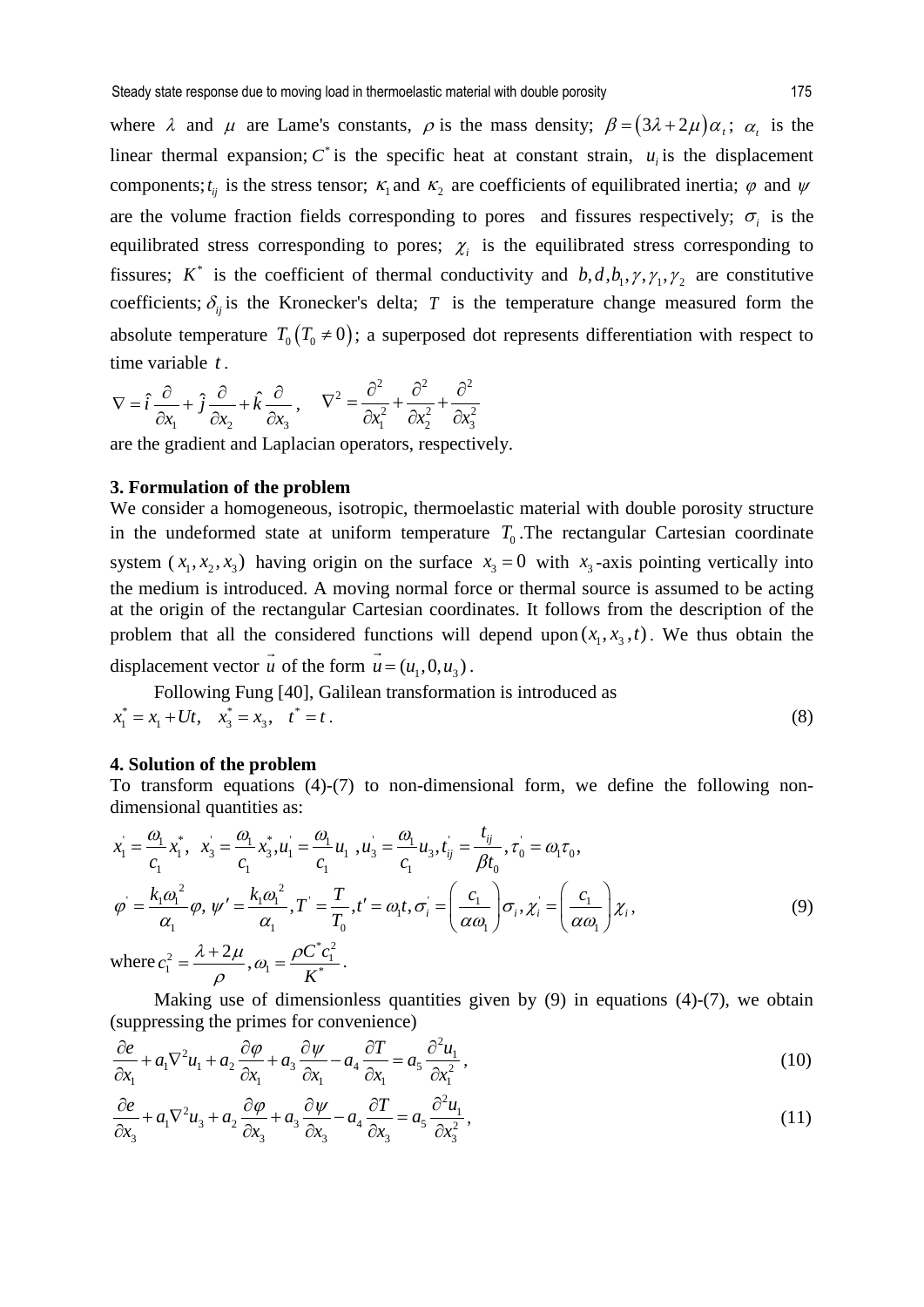where $\lambda$ and $\mu$ are Lame's constants, $\rho$ is the mass density; $\beta = (3\lambda + 2\mu)\alpha_t$; $\alpha_t$ is the linear thermal expansion; $C^*$ is the specific heat at constant strain, $u_i$ is the displacement components; $t_{ij}$ is the stress tensor; $\kappa_1$ and $\kappa_2$ are coefficients of equilibrated inertia; $\varphi$ and $\psi$ are the volume fraction fields corresponding to pores and fissures respectively; $\sigma_i$ is the equilibrated stress corresponding to pores; $\chi_i$ is the equilibrated stress corresponding to fissures; $K^*$ is the coefficient of thermal conductivity and $b, d, b_1, \gamma, \gamma_1, \gamma_2$ are constitutive coefficients; $\delta_{ij}$ is the Kronecker's delta; $T$ is the temperature change measured form the absolute temperature $T_0\,(T_0 \neq 0)$; a superposed dot represents differentiation with respect to time variable $t$.

$$\nabla = \hat{i}\frac{\partial}{\partial x_1} + \hat{j}\frac{\partial}{\partial x_2} + \hat{k}\frac{\partial}{\partial x_3}, \quad \nabla^2 = \frac{\partial^2}{\partial x_1^2} + \frac{\partial^2}{\partial x_2^2} + \frac{\partial^2}{\partial x_3^2}$$

are the gradient and Laplacian operators, respectively.

## 3. Formulation of the problem

We consider a homogeneous, isotropic, thermoelastic material with double porosity structure in the undeformed state at uniform temperature $T_0$. The rectangular Cartesian coordinate system $(x_1, x_2, x_3)$ having origin on the surface $x_3 = 0$ with $x_3$-axis pointing vertically into the medium is introduced. A moving normal force or thermal source is assumed to be acting at the origin of the rectangular Cartesian coordinates. It follows from the description of the problem that all the considered functions will depend upon $(x_1, x_3, t)$. We thus obtain the displacement vector $\vec{u}$ of the form $\vec{u} = (u_1, 0, u_3)$.

Following Fung [40], Galilean transformation is introduced as

$$x_1^* = x_1 + Ut, \quad x_3^* = x_3, \quad t^* = t. \tag{8}$$

## 4. Solution of the problem

To transform equations (4)-(7) to non-dimensional form, we define the following non-dimensional quantities as:

$$x_1' = \frac{\omega_1}{c_1}x_1^*,\ x_3' = \frac{\omega_1}{c_1}x_3^*, u_1' = \frac{\omega_1}{c_1}u_1\ , u_3' = \frac{\omega_1}{c_1}u_3, t_{ij}' = \frac{t_{ij}}{\beta t_0}, \tau_0' = \omega_1\tau_0,$$

$$\varphi' = \frac{k_1\omega_1^{\,2}}{\alpha_1}\varphi,\ \psi' = \frac{k_1\omega_1^{\,2}}{\alpha_1}, T' = \frac{T}{T_0}, t' = \omega_1 t, \sigma_i' = \left(\frac{c_1}{\alpha\omega_1}\right)\sigma_i, \chi_i' = \left(\frac{c_1}{\alpha\omega_1}\right)\chi_i, \tag{9}$$

where $c_1^2 = \dfrac{\lambda + 2\mu}{\rho}, \omega_1 = \dfrac{\rho C^* c_1^2}{K^*}$.

Making use of dimensionless quantities given by (9) in equations (4)-(7), we obtain (suppressing the primes for convenience)

$$\frac{\partial e}{\partial x_1} + a_1\nabla^2 u_1 + a_2\frac{\partial \varphi}{\partial x_1} + a_3\frac{\partial \psi}{\partial x_1} - a_4\frac{\partial T}{\partial x_1} = a_5\frac{\partial^2 u_1}{\partial x_1^2}, \tag{10}$$

$$\frac{\partial e}{\partial x_3} + a_1\nabla^2 u_3 + a_2\frac{\partial \varphi}{\partial x_3} + a_3\frac{\partial \psi}{\partial x_3} - a_4\frac{\partial T}{\partial x_3} = a_5\frac{\partial^2 u_1}{\partial x_3^2}, \tag{11}$$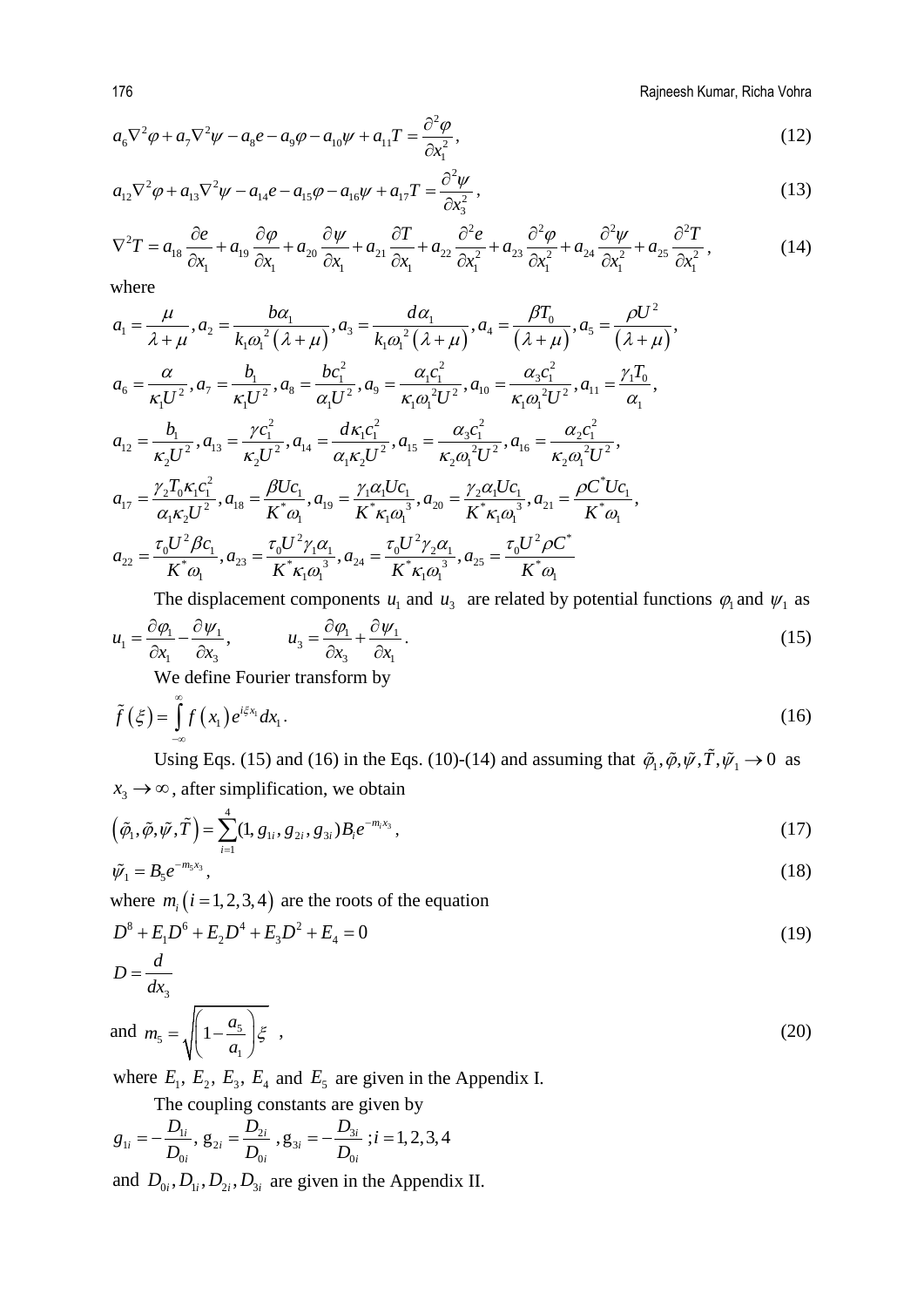$$a_6\nabla^2\varphi + a_7\nabla^2\psi - a_8 e - a_9\varphi - a_{10}\psi + a_{11}T = \frac{\partial^2\varphi}{\partial x_1^2}, \tag{12}$$

$$a_{12}\nabla^2\varphi + a_{13}\nabla^2\psi - a_{14} e - a_{15}\varphi - a_{16}\psi + a_{17}T = \frac{\partial^2\psi}{\partial x_3^2}, \tag{13}$$

$$\nabla^2 T = a_{18}\frac{\partial e}{\partial x_1} + a_{19}\frac{\partial \varphi}{\partial x_1} + a_{20}\frac{\partial \psi}{\partial x_1} + a_{21}\frac{\partial T}{\partial x_1} + a_{22}\frac{\partial^2 e}{\partial x_1^2} + a_{23}\frac{\partial^2 \varphi}{\partial x_1^2} + a_{24}\frac{\partial^2 \psi}{\partial x_1^2} + a_{25}\frac{\partial^2 T}{\partial x_1^2}, \tag{14}$$

where

$$a_1 = \frac{\mu}{\lambda+\mu}, a_2 = \frac{b\alpha_1}{k_1\omega_1^2(\lambda+\mu)}, a_3 = \frac{d\alpha_1}{k_1\omega_1^2(\lambda+\mu)}, a_4 = \frac{\beta T_0}{(\lambda+\mu)}, a_5 = \frac{\rho U^2}{(\lambda+\mu)},$$

$$a_6 = \frac{\alpha}{\kappa_1 U^2}, a_7 = \frac{b_1}{\kappa_1 U^2}, a_8 = \frac{bc_1^2}{\alpha_1 U^2}, a_9 = \frac{\alpha_1 c_1^2}{\kappa_1\omega_1^2 U^2}, a_{10} = \frac{\alpha_3 c_1^2}{\kappa_1\omega_1^2 U^2}, a_{11} = \frac{\gamma_1 T_0}{\alpha_1},$$

$$a_{12} = \frac{b_1}{\kappa_2 U^2}, a_{13} = \frac{\gamma c_1^2}{\kappa_2 U^2}, a_{14} = \frac{d\kappa_1 c_1^2}{\alpha_1\kappa_2 U^2}, a_{15} = \frac{\alpha_3 c_1^2}{\kappa_2\omega_1^2 U^2}, a_{16} = \frac{\alpha_2 c_1^2}{\kappa_2\omega_1^2 U^2},$$

$$a_{17} = \frac{\gamma_2 T_0\kappa_1 c_1^2}{\alpha_1\kappa_2 U^2}, a_{18} = \frac{\beta U c_1}{K^*\omega_1}, a_{19} = \frac{\gamma_1\alpha_1 U c_1}{K^*\kappa_1\omega_1^3}, a_{20} = \frac{\gamma_2\alpha_1 U c_1}{K^*\kappa_1\omega_1^3}, a_{21} = \frac{\rho C^* U c_1}{K^*\omega_1},$$

$$a_{22} = \frac{\tau_0 U^2\beta c_1}{K^*\omega_1}, a_{23} = \frac{\tau_0 U^2\gamma_1\alpha_1}{K^*\kappa_1\omega_1^3}, a_{24} = \frac{\tau_0 U^2\gamma_2\alpha_1}{K^*\kappa_1\omega_1^3}, a_{25} = \frac{\tau_0 U^2\rho C^*}{K^*\omega_1}$$

The displacement components $u_1$ and $u_3$ are related by potential functions $\varphi_1$ and $\psi_1$ as

$$u_1 = \frac{\partial\varphi_1}{\partial x_1} - \frac{\partial\psi_1}{\partial x_3}, \qquad u_3 = \frac{\partial\varphi_1}{\partial x_3} + \frac{\partial\psi_1}{\partial x_1}. \tag{15}$$

We define Fourier transform by

$$\tilde{f}(\xi) = \int_{-\infty}^{\infty} f(x_1)e^{i\xi x_1}dx_1. \tag{16}$$

Using Eqs. (15) and (16) in the Eqs. (10)-(14) and assuming that $\tilde{\varphi}_1, \tilde{\varphi}, \tilde{\psi}, \tilde{T}, \tilde{\psi}_1 \to 0$ as $x_3 \to \infty$, after simplification, we obtain

$$\left(\tilde{\varphi}_1, \tilde{\varphi}, \tilde{\psi}, \tilde{T}\right) = \sum_{i=1}^{4}(1, g_{1i}, g_{2i}, g_{3i})B_i e^{-m_i x_3}, \tag{17}$$

$$\tilde{\psi}_1 = B_5 e^{-m_5 x_3}, \tag{18}$$

where $m_i\,(i=1,2,3,4)$ are the roots of the equation

$$D^8 + E_1 D^6 + E_2 D^4 + E_3 D^2 + E_4 = 0 \tag{19}$$

$$D = \frac{d}{dx_3}$$

and $m_5 = \sqrt{\left(1 - \frac{a_5}{a_1}\right)\xi}$ , (20)

where $E_1$, $E_2$, $E_3$, $E_4$ and $E_5$ are given in the Appendix I.

The coupling constants are given by

$$g_{1i} = -\frac{D_{1i}}{D_{0i}},\ g_{2i} = \frac{D_{2i}}{D_{0i}},\ g_{3i} = -\frac{D_{3i}}{D_{0i}};\ i = 1,2,3,4$$

and $D_{0i}, D_{1i}, D_{2i}, D_{3i}$ are given in the Appendix II.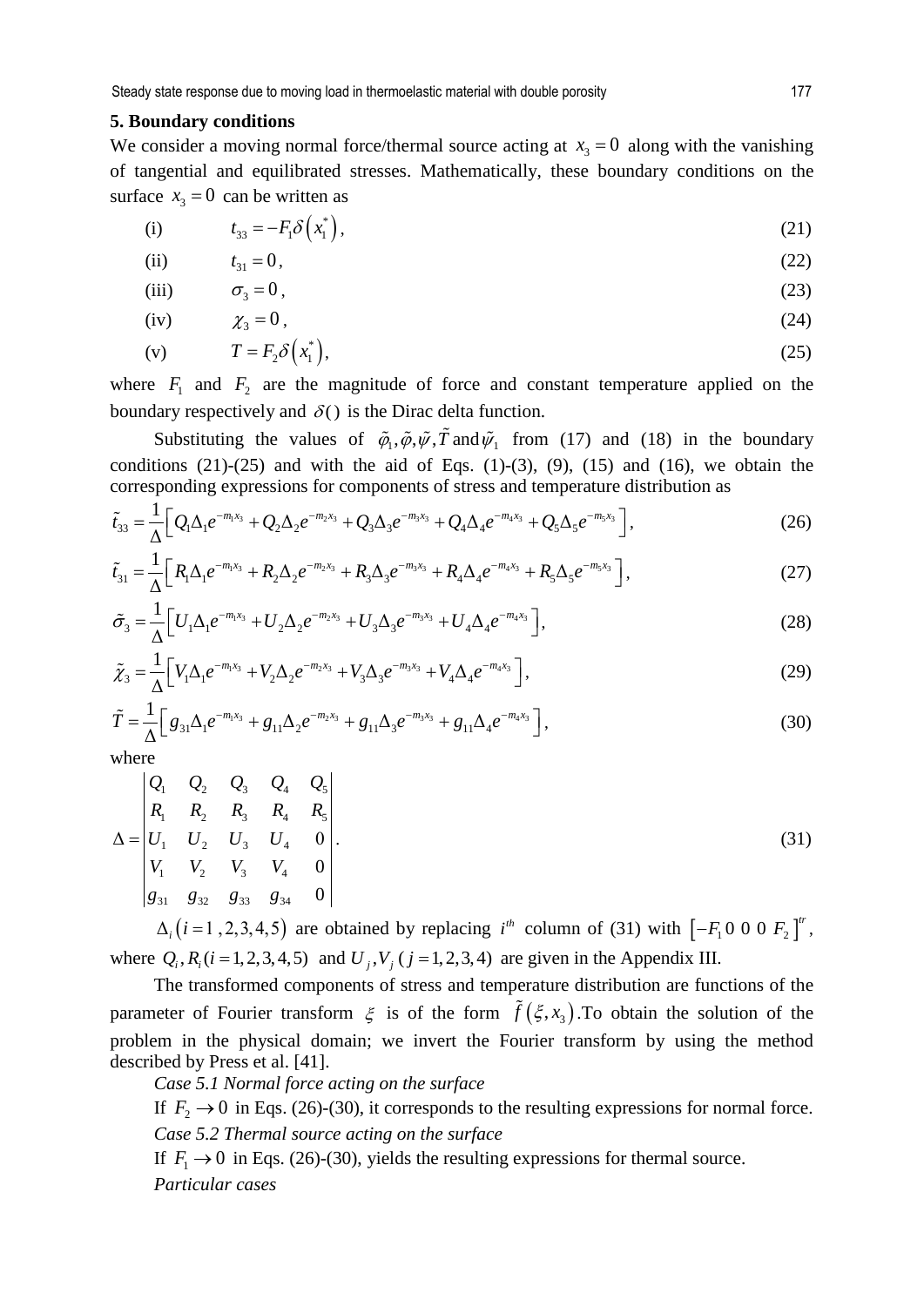## 5. Boundary conditions

We consider a moving normal force/thermal source acting at $x_3 = 0$ along with the vanishing of tangential and equilibrated stresses. Mathematically, these boundary conditions on the surface $x_3 = 0$ can be written as

(i) $$t_{33} = -F_1 \delta\left(x_1^*\right), \tag{21}$$

(ii) $$t_{31} = 0, \tag{22}$$

(iii) $$\sigma_3 = 0, \tag{23}$$

(iv) $$\chi_3 = 0, \tag{24}$$

(v) $$T = F_2 \delta\left(x_1^*\right), \tag{25}$$

where $F_1$ and $F_2$ are the magnitude of force and constant temperature applied on the boundary respectively and $\delta()$ is the Dirac delta function.

Substituting the values of $\tilde{\varphi}_1, \tilde{\varphi}, \tilde{\psi}, \tilde{T}$ and $\tilde{\psi}_1$ from (17) and (18) in the boundary conditions (21)-(25) and with the aid of Eqs. (1)-(3), (9), (15) and (16), we obtain the corresponding expressions for components of stress and temperature distribution as

$$\tilde{t}_{33} = \frac{1}{\Delta}\left[Q_1\Delta_1 e^{-m_1 x_3} + Q_2\Delta_2 e^{-m_2 x_3} + Q_3\Delta_3 e^{-m_3 x_3} + Q_4\Delta_4 e^{-m_4 x_3} + Q_5\Delta_5 e^{-m_5 x_3}\right], \tag{26}$$

$$\tilde{t}_{31} = \frac{1}{\Delta}\left[R_1\Delta_1 e^{-m_1 x_3} + R_2\Delta_2 e^{-m_2 x_3} + R_3\Delta_3 e^{-m_3 x_3} + R_4\Delta_4 e^{-m_4 x_3} + R_5\Delta_5 e^{-m_5 x_3}\right], \tag{27}$$

$$\tilde{\sigma}_3 = \frac{1}{\Delta}\left[U_1\Delta_1 e^{-m_1 x_3} + U_2\Delta_2 e^{-m_2 x_3} + U_3\Delta_3 e^{-m_3 x_3} + U_4\Delta_4 e^{-m_4 x_3}\right], \tag{28}$$

$$\tilde{\chi}_3 = \frac{1}{\Delta}\left[V_1\Delta_1 e^{-m_1 x_3} + V_2\Delta_2 e^{-m_2 x_3} + V_3\Delta_3 e^{-m_3 x_3} + V_4\Delta_4 e^{-m_4 x_3}\right], \tag{29}$$

$$\tilde{T} = \frac{1}{\Delta}\left[g_{31}\Delta_1 e^{-m_1 x_3} + g_{11}\Delta_2 e^{-m_2 x_3} + g_{11}\Delta_3 e^{-m_3 x_3} + g_{11}\Delta_4 e^{-m_4 x_3}\right], \tag{30}$$

where

$$\Delta = \begin{vmatrix} Q_1 & Q_2 & Q_3 & Q_4 & Q_5 \\ R_1 & R_2 & R_3 & R_4 & R_5 \\ U_1 & U_2 & U_3 & U_4 & 0 \\ V_1 & V_2 & V_3 & V_4 & 0 \\ g_{31} & g_{32} & g_{33} & g_{34} & 0 \end{vmatrix}. \tag{31}$$

$\Delta_i\left(i = 1, 2, 3, 4, 5\right)$ are obtained by replacing $i^{th}$ column of (31) with $\left[-F_1\ 0\ 0\ 0\ F_2\right]^{tr}$, where $Q_i, R_i (i = 1, 2, 3, 4, 5)$ and $U_j, V_j\ (j = 1, 2, 3, 4)$ are given in the Appendix III.

The transformed components of stress and temperature distribution are functions of the parameter of Fourier transform $\xi$ is of the form $\tilde{f}\left(\xi, x_3\right)$. To obtain the solution of the problem in the physical domain; we invert the Fourier transform by using the method described by Press et al. [41].

*Case 5.1 Normal force acting on the surface*

If $F_2 \to 0$ in Eqs. (26)-(30), it corresponds to the resulting expressions for normal force.

*Case 5.2 Thermal source acting on the surface*

If $F_1 \to 0$ in Eqs. (26)-(30), yields the resulting expressions for thermal source.

*Particular cases*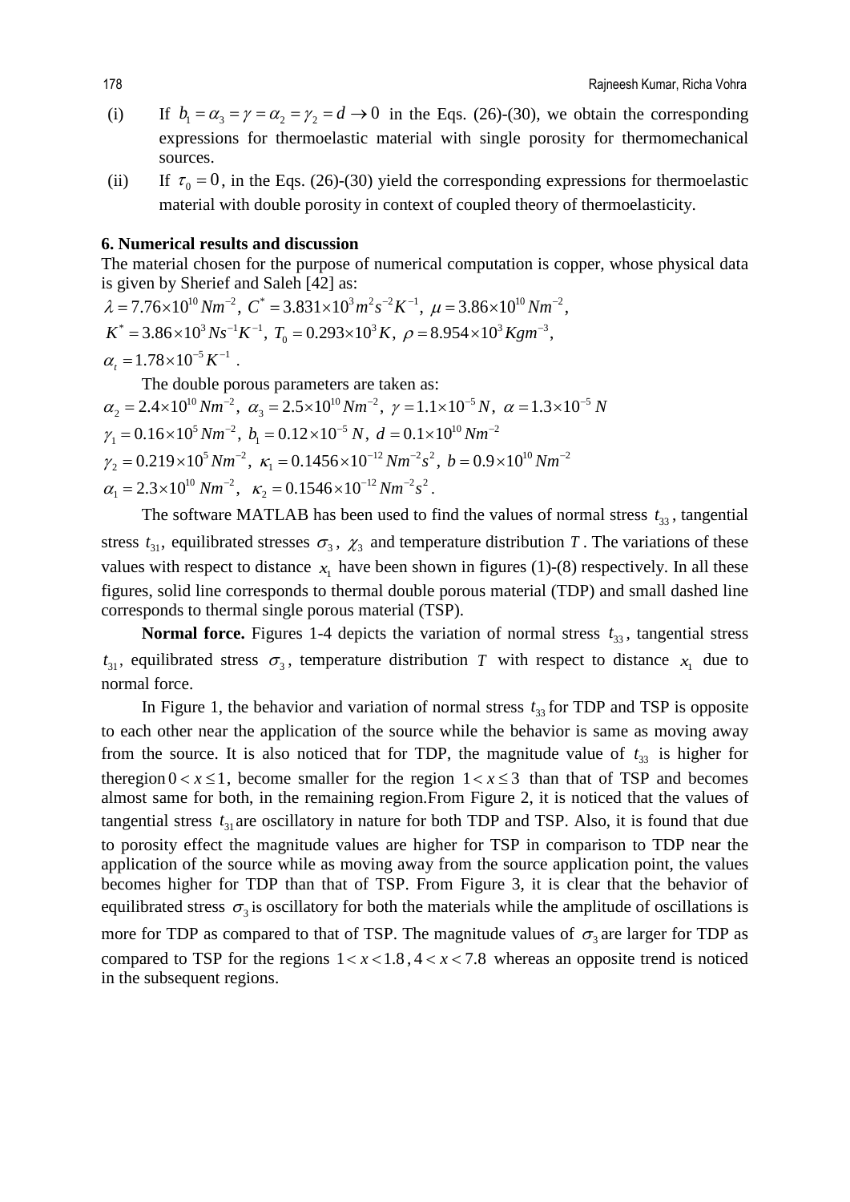(i) If $b_1 = \alpha_3 = \gamma = \alpha_2 = \gamma_2 = d \to 0$ in the Eqs. (26)-(30), we obtain the corresponding expressions for thermoelastic material with single porosity for thermomechanical sources.

(ii) If $\tau_0 = 0$, in the Eqs. (26)-(30) yield the corresponding expressions for thermoelastic material with double porosity in context of coupled theory of thermoelasticity.

## 6. Numerical results and discussion

The material chosen for the purpose of numerical computation is copper, whose physical data is given by Sherief and Saleh [42] as:

$\lambda = 7.76\times10^{10}\,Nm^{-2},\ C^* = 3.831\times10^3\,m^2s^{-2}K^{-1},\ \mu = 3.86\times10^{10}\,Nm^{-2},$

$K^* = 3.86\times10^3\,Ns^{-1}K^{-1},\ T_0 = 0.293\times10^3\,K,\ \rho = 8.954\times10^3\,Kgm^{-3},$

$\alpha_t = 1.78\times10^{-5}\,K^{-1}$ .

The double porous parameters are taken as:

$\alpha_2 = 2.4\times10^{10}\,Nm^{-2},\ \alpha_3 = 2.5\times10^{10}\,Nm^{-2},\ \gamma = 1.1\times10^{-5}\,N,\ \alpha = 1.3\times10^{-5}\,N$

$\gamma_1 = 0.16\times10^5\,Nm^{-2},\ b_1 = 0.12\times10^{-5}\,N,\ d = 0.1\times10^{10}\,Nm^{-2}$

$\gamma_2 = 0.219\times10^5\,Nm^{-2},\ \kappa_1 = 0.1456\times10^{-12}\,Nm^{-2}s^2,\ b = 0.9\times10^{10}\,Nm^{-2}$

$\alpha_1 = 2.3\times10^{10}\,Nm^{-2},\ \ \kappa_2 = 0.1546\times10^{-12}\,Nm^{-2}s^2$ .

The software MATLAB has been used to find the values of normal stress $t_{33}$, tangential stress $t_{31}$, equilibrated stresses $\sigma_3$, $\chi_3$ and temperature distribution $T$. The variations of these values with respect to distance $x_1$ have been shown in figures (1)-(8) respectively. In all these figures, solid line corresponds to thermal double porous material (TDP) and small dashed line corresponds to thermal single porous material (TSP).

**Normal force.** Figures 1-4 depicts the variation of normal stress $t_{33}$, tangential stress $t_{31}$, equilibrated stress $\sigma_3$, temperature distribution $T$ with respect to distance $x_1$ due to normal force.

In Figure 1, the behavior and variation of normal stress $t_{33}$ for TDP and TSP is opposite to each other near the application of the source while the behavior is same as moving away from the source. It is also noticed that for TDP, the magnitude value of $t_{33}$ is higher for theregion $0 < x \le 1$, become smaller for the region $1 < x \le 3$ than that of TSP and becomes almost same for both, in the remaining region.From Figure 2, it is noticed that the values of tangential stress $t_{31}$ are oscillatory in nature for both TDP and TSP. Also, it is found that due to porosity effect the magnitude values are higher for TSP in comparison to TDP near the application of the source while as moving away from the source application point, the values becomes higher for TDP than that of TSP. From Figure 3, it is clear that the behavior of equilibrated stress $\sigma_3$ is oscillatory for both the materials while the amplitude of oscillations is more for TDP as compared to that of TSP. The magnitude values of $\sigma_3$ are larger for TDP as compared to TSP for the regions $1 < x < 1.8$, $4 < x < 7.8$ whereas an opposite trend is noticed in the subsequent regions.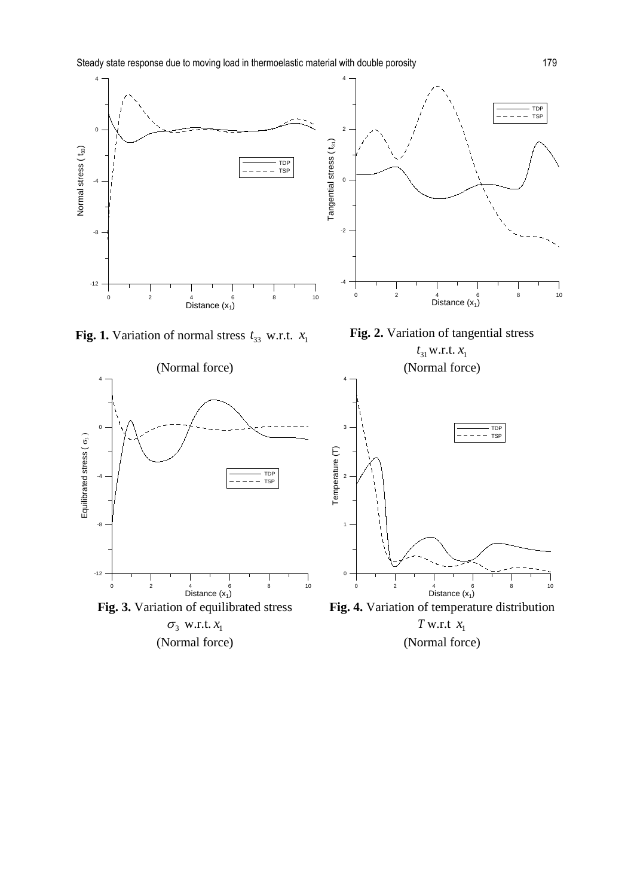**Fig. 1.** Variation of normal stress $t_{33}$ w.r.t. $x_1$ (Normal force)

**Fig. 2.** Variation of tangential stress $t_{31}$ w.r.t. $x_1$ (Normal force)

**Fig. 3.** Variation of equilibrated stress $\sigma_3$ w.r.t. $x_1$ (Normal force)

**Fig. 4.** Variation of temperature distribution $T$ w.r.t $x_1$ (Normal force)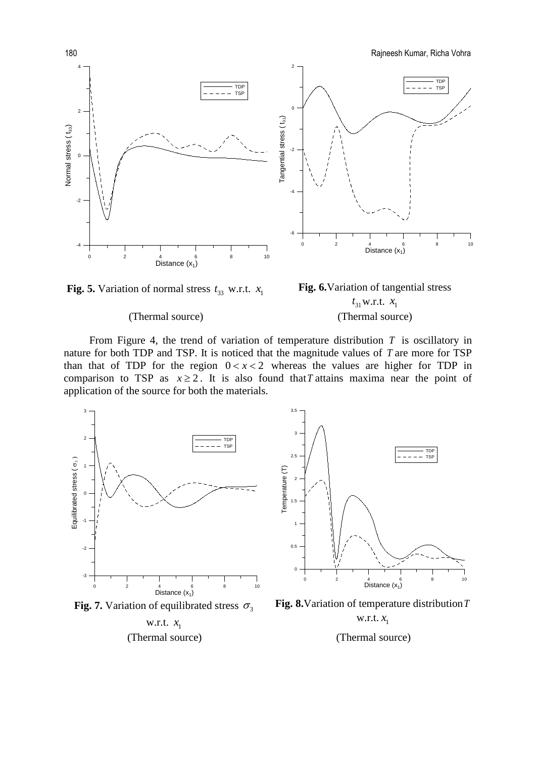**Fig. 5.** Variation of normal stress $t_{33}$ w.r.t. $x_1$

(Thermal source)

**Fig. 6.** Variation of tangential stress $t_{31}$ w.r.t. $x_1$

(Thermal source)

From Figure 4, the trend of variation of temperature distribution $T$ is oscillatory in nature for both TDP and TSP. It is noticed that the magnitude values of $T$ are more for TSP than that of TDP for the region $0 < x < 2$ whereas the values are higher for TDP in comparison to TSP as $x \geq 2$. It is also found that $T$ attains maxima near the point of application of the source for both the materials.

**Fig. 7.** Variation of equilibrated stress $\sigma_3$ w.r.t. $x_1$

(Thermal source)

**Fig. 8.** Variation of temperature distribution $T$ w.r.t. $x_1$

(Thermal source)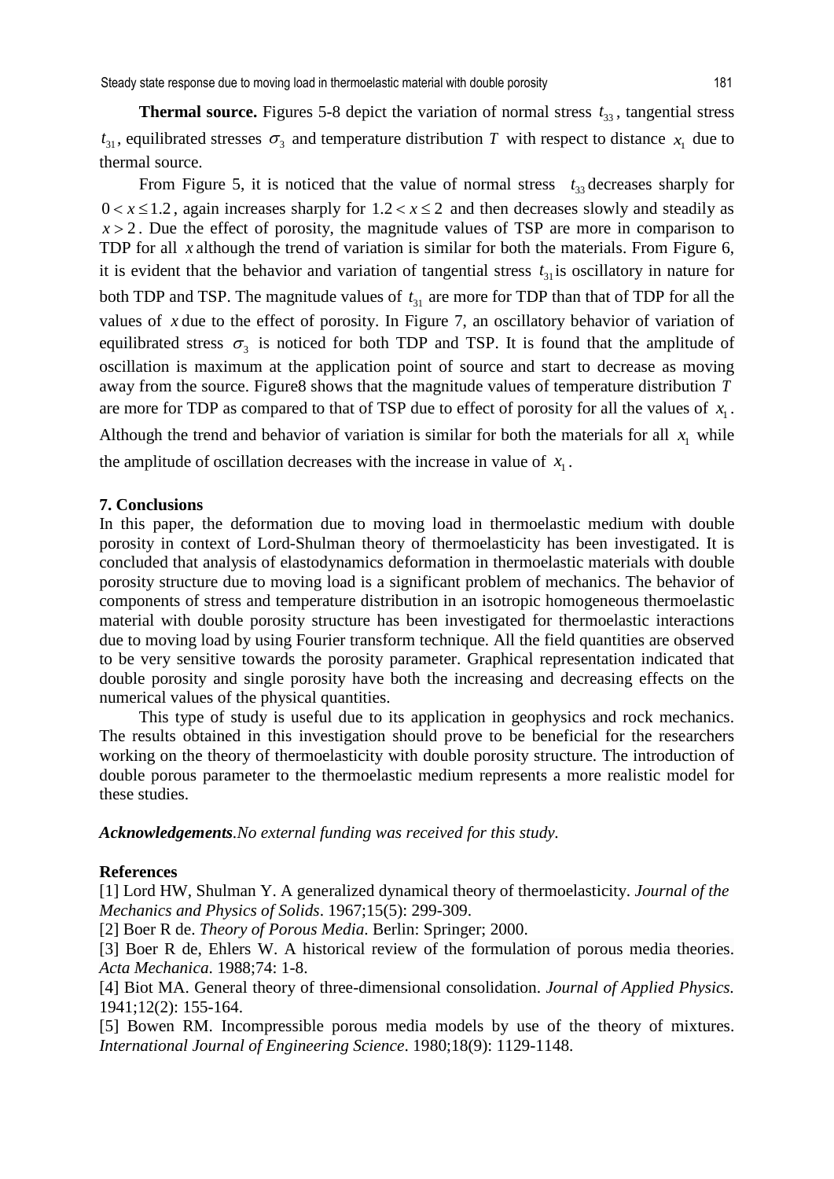**Thermal source.** Figures 5-8 depict the variation of normal stress $t_{33}$, tangential stress $t_{31}$, equilibrated stresses $\sigma_3$ and temperature distribution $T$ with respect to distance $x_1$ due to thermal source.

From Figure 5, it is noticed that the value of normal stress $t_{33}$ decreases sharply for $0 < x \leq 1.2$, again increases sharply for $1.2 < x \leq 2$ and then decreases slowly and steadily as $x > 2$. Due the effect of porosity, the magnitude values of TSP are more in comparison to TDP for all $x$ although the trend of variation is similar for both the materials. From Figure 6, it is evident that the behavior and variation of tangential stress $t_{31}$ is oscillatory in nature for both TDP and TSP. The magnitude values of $t_{31}$ are more for TDP than that of TDP for all the values of $x$ due to the effect of porosity. In Figure 7, an oscillatory behavior of variation of equilibrated stress $\sigma_3$ is noticed for both TDP and TSP. It is found that the amplitude of oscillation is maximum at the application point of source and start to decrease as moving away from the source. Figure8 shows that the magnitude values of temperature distribution $T$ are more for TDP as compared to that of TSP due to effect of porosity for all the values of $x_1$. Although the trend and behavior of variation is similar for both the materials for all $x_1$ while the amplitude of oscillation decreases with the increase in value of $x_1$.

## 7. Conclusions

In this paper, the deformation due to moving load in thermoelastic medium with double porosity in context of Lord-Shulman theory of thermoelasticity has been investigated. It is concluded that analysis of elastodynamics deformation in thermoelastic materials with double porosity structure due to moving load is a significant problem of mechanics. The behavior of components of stress and temperature distribution in an isotropic homogeneous thermoelastic material with double porosity structure has been investigated for thermoelastic interactions due to moving load by using Fourier transform technique. All the field quantities are observed to be very sensitive towards the porosity parameter. Graphical representation indicated that double porosity and single porosity have both the increasing and decreasing effects on the numerical values of the physical quantities.

This type of study is useful due to its application in geophysics and rock mechanics. The results obtained in this investigation should prove to be beneficial for the researchers working on the theory of thermoelasticity with double porosity structure. The introduction of double porous parameter to the thermoelastic medium represents a more realistic model for these studies.

***Acknowledgements***.*No external funding was received for this study.*

## References

[1] Lord HW, Shulman Y. A generalized dynamical theory of thermoelasticity. *Journal of the Mechanics and Physics of Solids*. 1967;15(5): 299-309.

[2] Boer R de. *Theory of Porous Media*. Berlin: Springer; 2000.

[3] Boer R de, Ehlers W. A historical review of the formulation of porous media theories. *Acta Mechanica*. 1988;74: 1-8.

[4] Biot MA. General theory of three-dimensional consolidation. *Journal of Applied Physics*. 1941;12(2): 155-164.

[5] Bowen RM. Incompressible porous media models by use of the theory of mixtures. *International Journal of Engineering Science*. 1980;18(9): 1129-1148.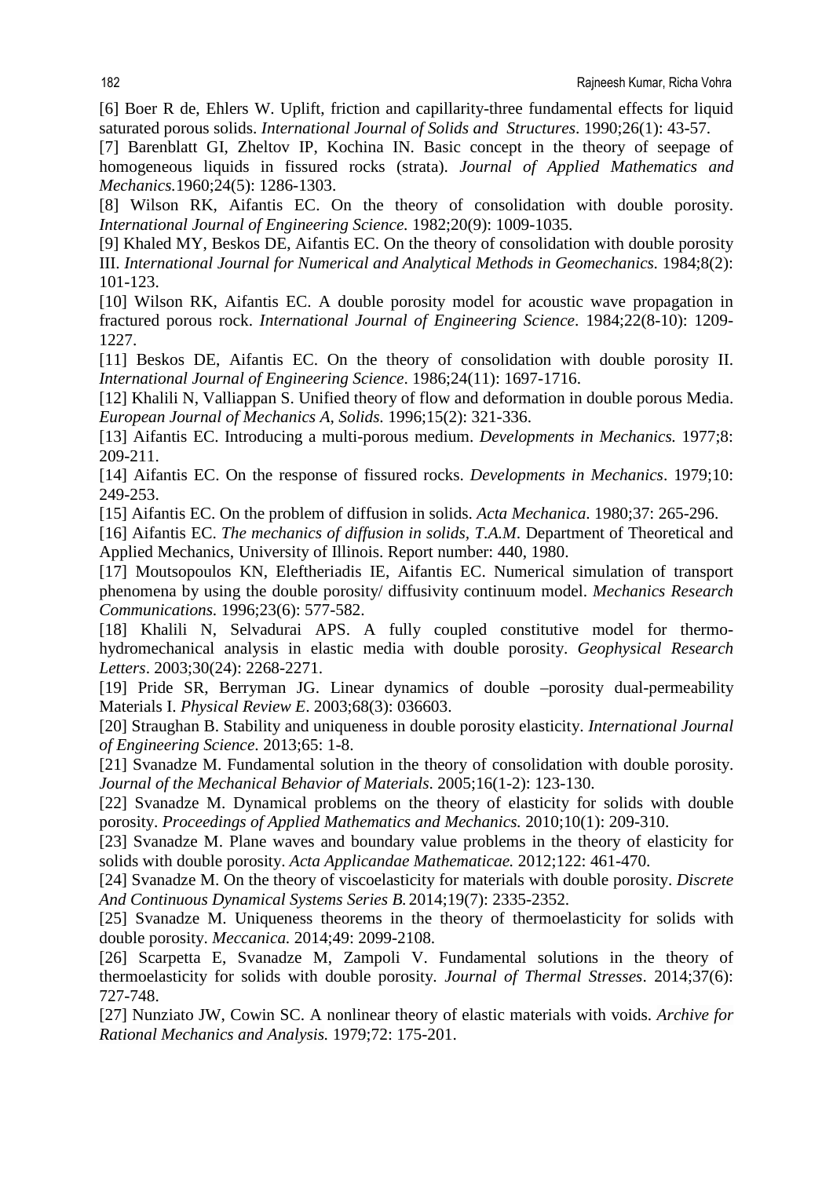[6] Boer R de, Ehlers W. Uplift, friction and capillarity-three fundamental effects for liquid saturated porous solids. *International Journal of Solids and Structures*. 1990;26(1): 43-57.

[7] Barenblatt GI, Zheltov IP, Kochina IN. Basic concept in the theory of seepage of homogeneous liquids in fissured rocks (strata). *Journal of Applied Mathematics and Mechanics.*1960;24(5): 1286-1303.

[8] Wilson RK, Aifantis EC. On the theory of consolidation with double porosity. *International Journal of Engineering Science.* 1982;20(9): 1009-1035.

[9] Khaled MY, Beskos DE, Aifantis EC. On the theory of consolidation with double porosity III. *International Journal for Numerical and Analytical Methods in Geomechanics*. 1984;8(2): 101-123.

[10] Wilson RK, Aifantis EC. A double porosity model for acoustic wave propagation in fractured porous rock. *International Journal of Engineering Science*. 1984;22(8-10): 1209-1227.

[11] Beskos DE, Aifantis EC. On the theory of consolidation with double porosity II. *International Journal of Engineering Science*. 1986;24(11): 1697-1716.

[12] Khalili N, Valliappan S. Unified theory of flow and deformation in double porous Media. *European Journal of Mechanics A, Solids*. 1996;15(2): 321-336.

[13] Aifantis EC. Introducing a multi-porous medium. *Developments in Mechanics.* 1977;8: 209-211.

[14] Aifantis EC. On the response of fissured rocks. *Developments in Mechanics*. 1979;10: 249-253.

[15] Aifantis EC. On the problem of diffusion in solids. *Acta Mechanica*. 1980;37: 265-296.

[16] Aifantis EC. *The mechanics of diffusion in solids, T.A.M*. Department of Theoretical and Applied Mechanics, University of Illinois. Report number: 440, 1980.

[17] Moutsopoulos KN, Eleftheriadis IE, Aifantis EC. Numerical simulation of transport phenomena by using the double porosity/ diffusivity continuum model. *Mechanics Research Communications.* 1996;23(6): 577-582.

[18] Khalili N, Selvadurai APS. A fully coupled constitutive model for thermo-hydromechanical analysis in elastic media with double porosity. *Geophysical Research Letters*. 2003;30(24): 2268-2271.

[19] Pride SR, Berryman JG. Linear dynamics of double –porosity dual-permeability Materials I. *Physical Review E*. 2003;68(3): 036603.

[20] Straughan B. Stability and uniqueness in double porosity elasticity. *International Journal of Engineering Science*. 2013;65: 1-8.

[21] Svanadze M. Fundamental solution in the theory of consolidation with double porosity. *Journal of the Mechanical Behavior of Materials*. 2005;16(1-2): 123-130.

[22] Svanadze M. Dynamical problems on the theory of elasticity for solids with double porosity. *Proceedings of Applied Mathematics and Mechanics.* 2010;10(1): 209-310.

[23] Svanadze M. Plane waves and boundary value problems in the theory of elasticity for solids with double porosity. *Acta Applicandae Mathematicae.* 2012;122: 461-470.

[24] Svanadze M. On the theory of viscoelasticity for materials with double porosity. *Discrete And Continuous Dynamical Systems Series B.* 2014;19(7): 2335-2352.

[25] Svanadze M. Uniqueness theorems in the theory of thermoelasticity for solids with double porosity. *Meccanica.* 2014;49: 2099-2108.

[26] Scarpetta E, Svanadze M, Zampoli V. Fundamental solutions in the theory of thermoelasticity for solids with double porosity. *Journal of Thermal Stresses*. 2014;37(6): 727-748.

[27] Nunziato JW, Cowin SC. A nonlinear theory of elastic materials with voids. *Archive for Rational Mechanics and Analysis.* 1979;72: 175-201.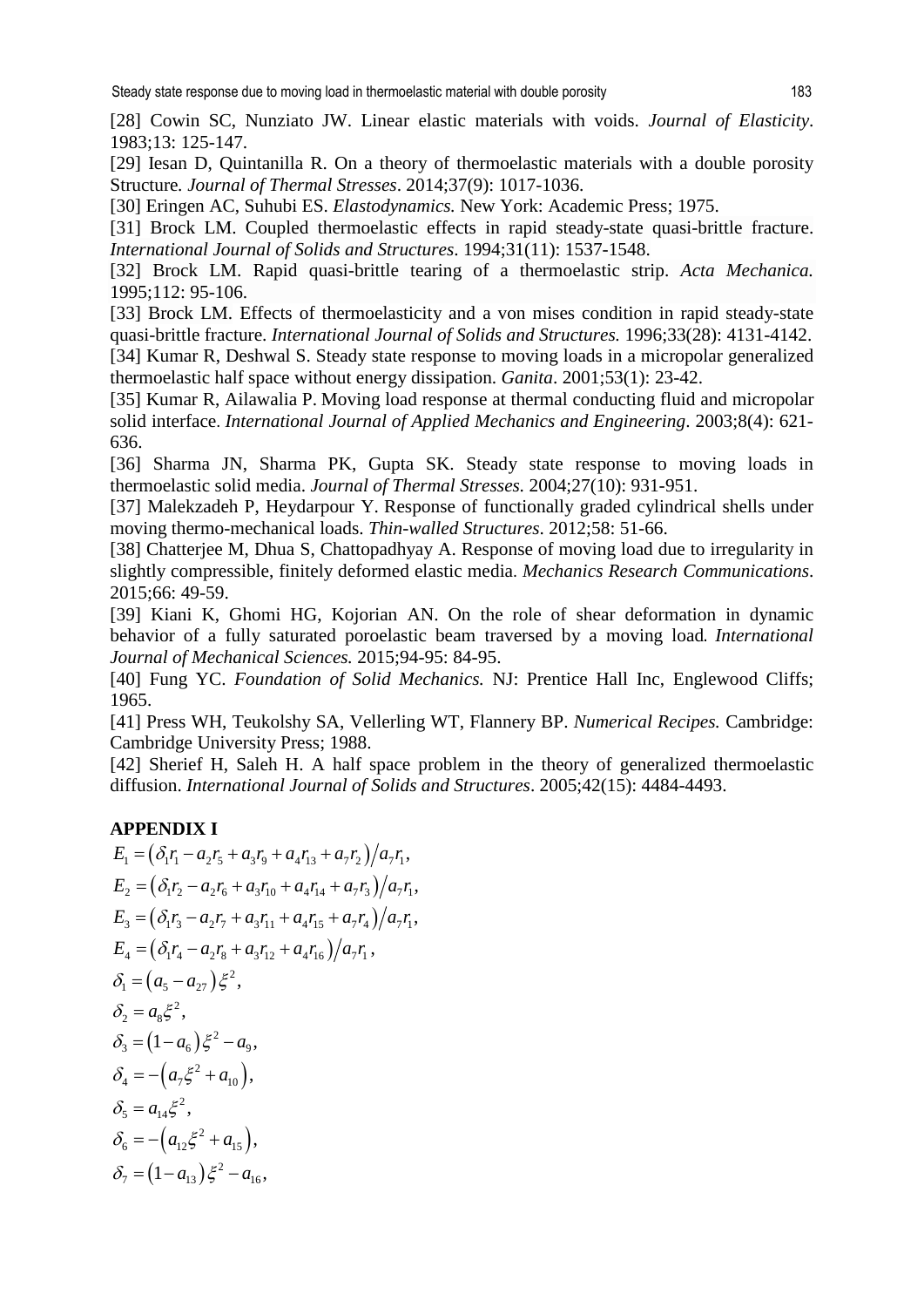[28] Cowin SC, Nunziato JW. Linear elastic materials with voids. *Journal of Elasticity*. 1983;13: 125-147.

[29] Iesan D, Quintanilla R. On a theory of thermoelastic materials with a double porosity Structure. *Journal of Thermal Stresses*. 2014;37(9): 1017-1036.

[30] Eringen AC, Suhubi ES. *Elastodynamics.* New York: Academic Press; 1975.

[31] Brock LM. Coupled thermoelastic effects in rapid steady-state quasi-brittle fracture. *International Journal of Solids and Structures*. 1994;31(11): 1537-1548.

[32] Brock LM. Rapid quasi-brittle tearing of a thermoelastic strip. *Acta Mechanica.* 1995;112: 95-106.

[33] Brock LM. Effects of thermoelasticity and a von mises condition in rapid steady-state quasi-brittle fracture. *International Journal of Solids and Structures.* 1996;33(28): 4131-4142.

[34] Kumar R, Deshwal S. Steady state response to moving loads in a micropolar generalized thermoelastic half space without energy dissipation. *Ganita*. 2001;53(1): 23-42.

[35] Kumar R, Ailawalia P. Moving load response at thermal conducting fluid and micropolar solid interface. *International Journal of Applied Mechanics and Engineering*. 2003;8(4): 621-636.

[36] Sharma JN, Sharma PK, Gupta SK. Steady state response to moving loads in thermoelastic solid media. *Journal of Thermal Stresses.* 2004;27(10): 931-951.

[37] Malekzadeh P, Heydarpour Y. Response of functionally graded cylindrical shells under moving thermo-mechanical loads. *Thin-walled Structures*. 2012;58: 51-66.

[38] Chatterjee M, Dhua S, Chattopadhyay A. Response of moving load due to irregularity in slightly compressible, finitely deformed elastic media. *Mechanics Research Communications*. 2015;66: 49-59.

[39] Kiani K, Ghomi HG, Kojorian AN. On the role of shear deformation in dynamic behavior of a fully saturated poroelastic beam traversed by a moving load*. International Journal of Mechanical Sciences.* 2015;94-95: 84-95.

[40] Fung YC. *Foundation of Solid Mechanics.* NJ: Prentice Hall Inc, Englewood Cliffs; 1965.

[41] Press WH, Teukolshy SA, Vellerling WT, Flannery BP. *Numerical Recipes.* Cambridge: Cambridge University Press; 1988.

[42] Sherief H, Saleh H. A half space problem in the theory of generalized thermoelastic diffusion. *International Journal of Solids and Structures*. 2005;42(15): 4484-4493.

## APPENDIX I

$$E_1 = \left(\delta_1 r_1 - a_2 r_5 + a_3 r_9 + a_4 r_{13} + a_7 r_2\right)/a_7 r_1,$$

$$E_2 = \left(\delta_1 r_2 - a_2 r_6 + a_3 r_{10} + a_4 r_{14} + a_7 r_3\right)/a_7 r_1,$$

$$E_3 = \left(\delta_1 r_3 - a_2 r_7 + a_3 r_{11} + a_4 r_{15} + a_7 r_4\right)/a_7 r_1,$$

$$E_4 = \left(\delta_1 r_4 - a_2 r_8 + a_3 r_{12} + a_4 r_{16}\right)/a_7 r_1,$$

$$\delta_1 = \left(a_5 - a_{27}\right)\xi^2,$$

$$\delta_2 = a_8 \xi^2,$$

$$\delta_3 = \left(1 - a_6\right)\xi^2 - a_9,$$

$$\delta_4 = -\left(a_7 \xi^2 + a_{10}\right),$$

$$\delta_5 = a_{14}\xi^2,$$

$$\delta_6 = -\left(a_{12}\xi^2 + a_{15}\right),$$

$$\delta_7 = \left(1 - a_{13}\right)\xi^2 - a_{16},$$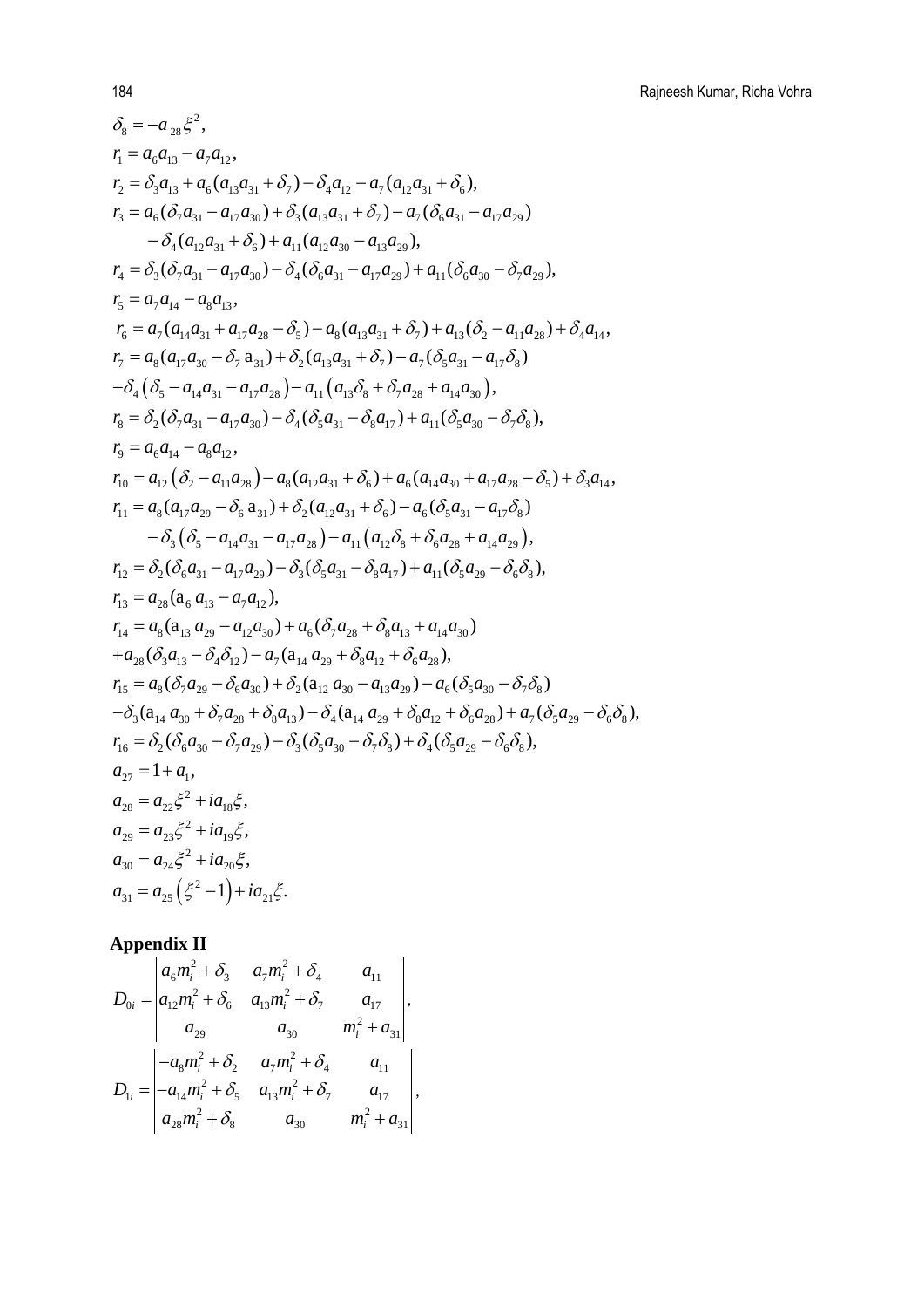$\delta_8 = -a_{28}\xi^2,$

$r_1 = a_6 a_{13} - a_7 a_{12},$

$r_2 = \delta_3 a_{13} + a_6(a_{13}a_{31} + \delta_7) - \delta_4 a_{12} - a_7(a_{12}a_{31} + \delta_6),$

$r_3 = a_6(\delta_7 a_{31} - a_{17}a_{30}) + \delta_3(a_{13}a_{31} + \delta_7) - a_7(\delta_6 a_{31} - a_{17}a_{29})$
$\quad - \delta_4(a_{12}a_{31} + \delta_6) + a_{11}(a_{12}a_{30} - a_{13}a_{29}),$

$r_4 = \delta_3(\delta_7 a_{31} - a_{17}a_{30}) - \delta_4(\delta_6 a_{31} - a_{17}a_{29}) + a_{11}(\delta_6 a_{30} - \delta_7 a_{29}),$

$r_5 = a_7 a_{14} - a_8 a_{13},$

$r_6 = a_7(a_{14}a_{31} + a_{17}a_{28} - \delta_5) - a_8(a_{13}a_{31} + \delta_7) + a_{13}(\delta_2 - a_{11}a_{28}) + \delta_4 a_{14},$

$r_7 = a_8(a_{17}a_{30} - \delta_7 a_{31}) + \delta_2(a_{13}a_{31} + \delta_7) - a_7(\delta_5 a_{31} - a_{17}\delta_8)$
$-\delta_4(\delta_5 - a_{14}a_{31} - a_{17}a_{28}) - a_{11}(a_{13}\delta_8 + \delta_7 a_{28} + a_{14}a_{30}),$

$r_8 = \delta_2(\delta_7 a_{31} - a_{17}a_{30}) - \delta_4(\delta_5 a_{31} - \delta_8 a_{17}) + a_{11}(\delta_5 a_{30} - \delta_7\delta_8),$

$r_9 = a_6 a_{14} - a_8 a_{12},$

$r_{10} = a_{12}(\delta_2 - a_{11}a_{28}) - a_8(a_{12}a_{31} + \delta_6) + a_6(a_{14}a_{30} + a_{17}a_{28} - \delta_5) + \delta_3 a_{14},$

$r_{11} = a_8(a_{17}a_{29} - \delta_6 a_{31}) + \delta_2(a_{12}a_{31} + \delta_6) - a_6(\delta_5 a_{31} - a_{17}\delta_8)$
$\quad - \delta_3(\delta_5 - a_{14}a_{31} - a_{17}a_{28}) - a_{11}(a_{12}\delta_8 + \delta_6 a_{28} + a_{14}a_{29}),$

$r_{12} = \delta_2(\delta_6 a_{31} - a_{17}a_{29}) - \delta_3(\delta_5 a_{31} - \delta_8 a_{17}) + a_{11}(\delta_5 a_{29} - \delta_6\delta_8),$

$r_{13} = a_{28}(a_6 a_{13} - a_7 a_{12}),$

$r_{14} = a_8(a_{13}a_{29} - a_{12}a_{30}) + a_6(\delta_7 a_{28} + \delta_8 a_{13} + a_{14}a_{30})$
$+a_{28}(\delta_3 a_{13} - \delta_4\delta_{12}) - a_7(a_{14}a_{29} + \delta_8 a_{12} + \delta_6 a_{28}),$

$r_{15} = a_8(\delta_7 a_{29} - \delta_6 a_{30}) + \delta_2(a_{12}a_{30} - a_{13}a_{29}) - a_6(\delta_5 a_{30} - \delta_7\delta_8)$
$-\delta_3(a_{14}a_{30} + \delta_7 a_{28} + \delta_8 a_{13}) - \delta_4(a_{14}a_{29} + \delta_8 a_{12} + \delta_6 a_{28}) + a_7(\delta_5 a_{29} - \delta_6\delta_8),$

$r_{16} = \delta_2(\delta_6 a_{30} - \delta_7 a_{29}) - \delta_3(\delta_5 a_{30} - \delta_7\delta_8) + \delta_4(\delta_5 a_{29} - \delta_6\delta_8),$

$a_{27} = 1 + a_1,$

$a_{28} = a_{22}\xi^2 + ia_{18}\xi,$

$a_{29} = a_{23}\xi^2 + ia_{19}\xi,$

$a_{30} = a_{24}\xi^2 + ia_{20}\xi,$

$a_{31} = a_{25}(\xi^2 - 1) + ia_{21}\xi.$

## Appendix II

$$D_{0i} = \begin{vmatrix} a_6 m_i^2 + \delta_3 & a_7 m_i^2 + \delta_4 & a_{11} \\ a_{12} m_i^2 + \delta_6 & a_{13} m_i^2 + \delta_7 & a_{17} \\ a_{29} & a_{30} & m_i^2 + a_{31} \end{vmatrix},$$

$$D_{1i} = \begin{vmatrix} -a_8 m_i^2 + \delta_2 & a_7 m_i^2 + \delta_4 & a_{11} \\ -a_{14} m_i^2 + \delta_5 & a_{13} m_i^2 + \delta_7 & a_{17} \\ a_{28} m_i^2 + \delta_8 & a_{30} & m_i^2 + a_{31} \end{vmatrix},$$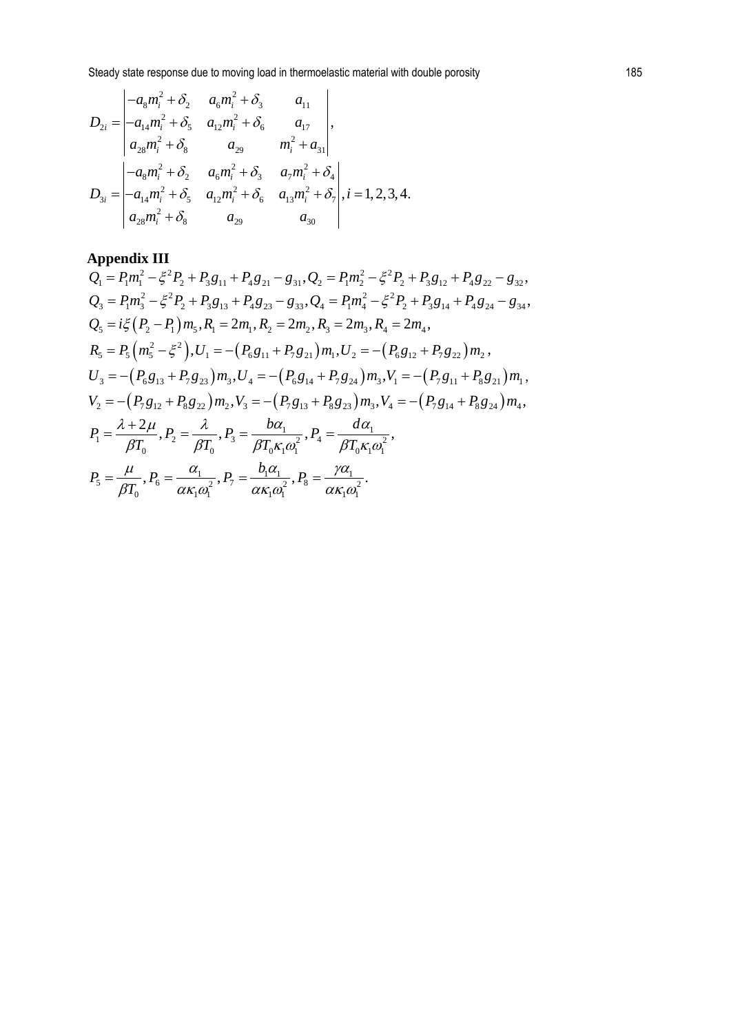$$D_{2i} = \begin{vmatrix} -a_8 m_i^2 + \delta_2 & a_6 m_i^2 + \delta_3 & a_{11} \\ -a_{14} m_i^2 + \delta_5 & a_{12} m_i^2 + \delta_6 & a_{17} \\ a_{28} m_i^2 + \delta_8 & a_{29} & m_i^2 + a_{31} \end{vmatrix},$$

$$D_{3i} = \begin{vmatrix} -a_8 m_i^2 + \delta_2 & a_6 m_i^2 + \delta_3 & a_7 m_i^2 + \delta_4 \\ -a_{14} m_i^2 + \delta_5 & a_{12} m_i^2 + \delta_6 & a_{13} m_i^2 + \delta_7 \\ a_{28} m_i^2 + \delta_8 & a_{29} & a_{30} \end{vmatrix}, i = 1,2,3,4.$$

## Appendix III

$$Q_1 = P_1 m_1^2 - \xi^2 P_2 + P_3 g_{11} + P_4 g_{21} - g_{31}, Q_2 = P_1 m_2^2 - \xi^2 P_2 + P_3 g_{12} + P_4 g_{22} - g_{32},$$

$$Q_3 = P_1 m_3^2 - \xi^2 P_2 + P_3 g_{13} + P_4 g_{23} - g_{33}, Q_4 = P_1 m_4^2 - \xi^2 P_2 + P_3 g_{14} + P_4 g_{24} - g_{34},$$

$$Q_5 = i\xi \left(P_2 - P_1\right) m_5, R_1 = 2m_1, R_2 = 2m_2, R_3 = 2m_3, R_4 = 2m_4,$$

$$R_5 = P_5 \left(m_5^2 - \xi^2\right), U_1 = -\left(P_6 g_{11} + P_7 g_{21}\right) m_1, U_2 = -\left(P_6 g_{12} + P_7 g_{22}\right) m_2,$$

$$U_3 = -\left(P_6 g_{13} + P_7 g_{23}\right) m_3, U_4 = -\left(P_6 g_{14} + P_7 g_{24}\right) m_3, V_1 = -\left(P_7 g_{11} + P_8 g_{21}\right) m_1,$$

$$V_2 = -\left(P_7 g_{12} + P_8 g_{22}\right) m_2, V_3 = -\left(P_7 g_{13} + P_8 g_{23}\right) m_3, V_4 = -\left(P_7 g_{14} + P_8 g_{24}\right) m_4,$$

$$P_1 = \frac{\lambda + 2\mu}{\beta T_0}, P_2 = \frac{\lambda}{\beta T_0}, P_3 = \frac{b\alpha_1}{\beta T_0 \kappa_1 \omega_1^2}, P_4 = \frac{d\alpha_1}{\beta T_0 \kappa_1 \omega_1^2},$$

$$P_5 = \frac{\mu}{\beta T_0}, P_6 = \frac{\alpha_1}{\alpha \kappa_1 \omega_1^2}, P_7 = \frac{b_1 \alpha_1}{\alpha \kappa_1 \omega_1^2}, P_8 = \frac{\gamma \alpha_1}{\alpha \kappa_1 \omega_1^2}.$$